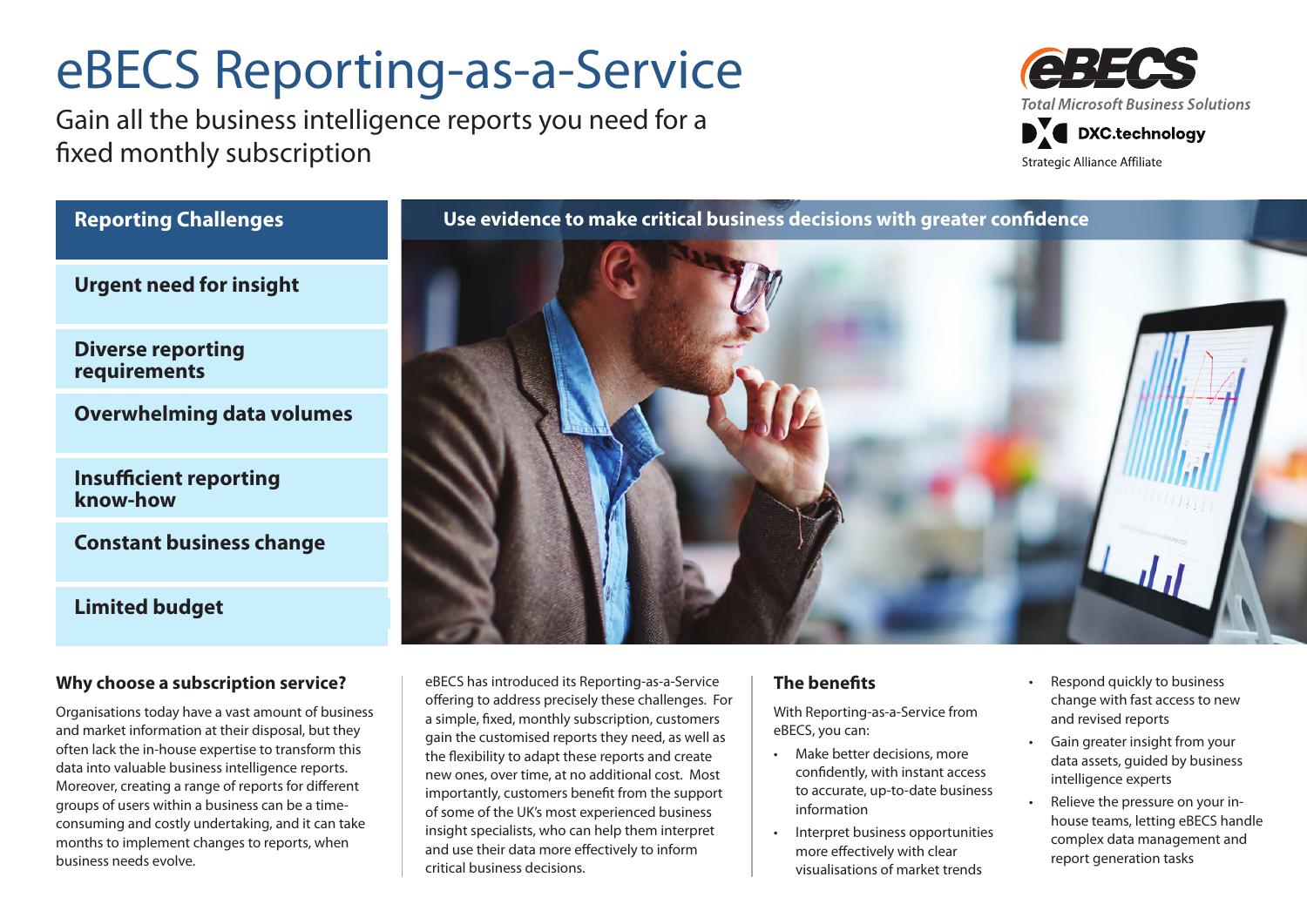# eBECS Reporting-as-a-Service

Gain all the business intelligence reports you need for a fixed monthly subscription

eBECS
*Total Microsoft Business Solutions*
DXC.technology
Strategic Alliance Affiliate

## Reporting Challenges

- **Urgent need for insight**
- **Diverse reporting requirements**
- **Overwhelming data volumes**
- **Insufficient reporting know-how**
- **Constant business change**
- **Limited budget**

**Use evidence to make critical business decisions with greater confidence**

### Why choose a subscription service?

Organisations today have a vast amount of business and market information at their disposal, but they often lack the in-house expertise to transform this data into valuable business intelligence reports. Moreover, creating a range of reports for different groups of users within a business can be a time-consuming and costly undertaking, and it can take months to implement changes to reports, when business needs evolve.

eBECS has introduced its Reporting-as-a-Service offering to address precisely these challenges. For a simple, fixed, monthly subscription, customers gain the customised reports they need, as well as the flexibility to adapt these reports and create new ones, over time, at no additional cost. Most importantly, customers benefit from the support of some of the UK's most experienced business insight specialists, who can help them interpret and use their data more effectively to inform critical business decisions.

### The benefits

With Reporting-as-a-Service from eBECS, you can:

- Make better decisions, more confidently, with instant access to accurate, up-to-date business information
- Interpret business opportunities more effectively with clear visualisations of market trends
- Respond quickly to business change with fast access to new and revised reports
- Gain greater insight from your data assets, guided by business intelligence experts
- Relieve the pressure on your in-house teams, letting eBECS handle complex data management and report generation tasks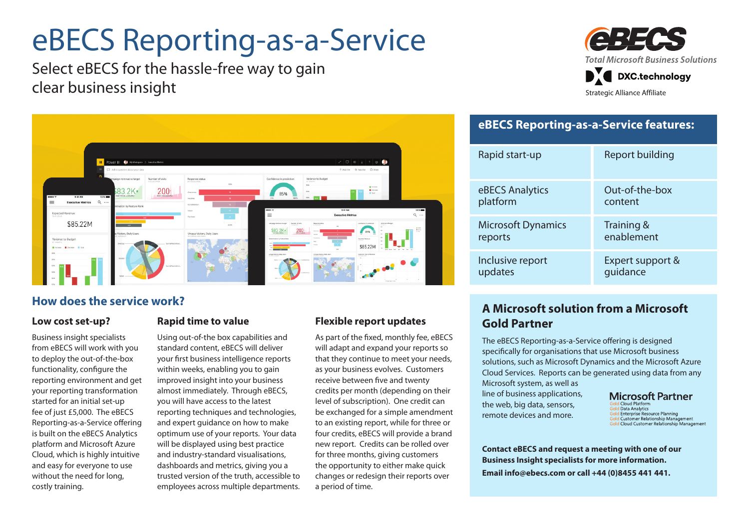# eBECS Reporting-as-a-Service

Select eBECS for the hassle-free way to gain clear business insight

eBECS
Total Microsoft Business Solutions
DXC.technology
Strategic Alliance Affiliate

## eBECS Reporting-as-a-Service features:

| | |
|---|---|
| Rapid start-up | Report building |
| eBECS Analytics platform | Out-of-the-box content |
| Microsoft Dynamics reports | Training & enablement |
| Inclusive report updates | Expert support & guidance |

## How does the service work?

### Low cost set-up?

Business insight specialists from eBECS will work with you to deploy the out-of-the-box functionality, configure the reporting environment and get your reporting transformation started for an initial set-up fee of just £5,000. The eBECS Reporting-as-a-Service offering is built on the eBECS Analytics platform and Microsoft Azure Cloud, which is highly intuitive and easy for everyone to use without the need for long, costly training.

### Rapid time to value

Using out-of-the box capabilities and standard content, eBECS will deliver your first business intelligence reports within weeks, enabling you to gain improved insight into your business almost immediately. Through eBECS, you will have access to the latest reporting techniques and technologies, and expert guidance on how to make optimum use of your reports. Your data will be displayed using best practice and industry-standard visualisations, dashboards and metrics, giving you a trusted version of the truth, accessible to employees across multiple departments.

### Flexible report updates

As part of the fixed, monthly fee, eBECS will adapt and expand your reports so that they continue to meet your needs, as your business evolves. Customers receive between five and twenty credits per month (depending on their level of subscription). One credit can be exchanged for a simple amendment to an existing report, while for three or four credits, eBECS will provide a brand new report. Credits can be rolled over for three months, giving customers the opportunity to either make quick changes or redesign their reports over a period of time.

## A Microsoft solution from a Microsoft Gold Partner

The eBECS Reporting-as-a-Service offering is designed specifically for organisations that use Microsoft business solutions, such as Microsoft Dynamics and the Microsoft Azure Cloud Services. Reports can be generated using data from any Microsoft system, as well as line of business applications, the web, big data, sensors, remote devices and more.

Microsoft Partner
Gold Cloud Platform
Gold Data Analytics
Gold Enterprise Resource Planning
Gold Customer Relationship Management
Gold Cloud Customer Relationship Management

**Contact eBECS and request a meeting with one of our Business Insight specialists for more information.**

**Email info@ebecs.com or call +44 (0)8455 441 441.**